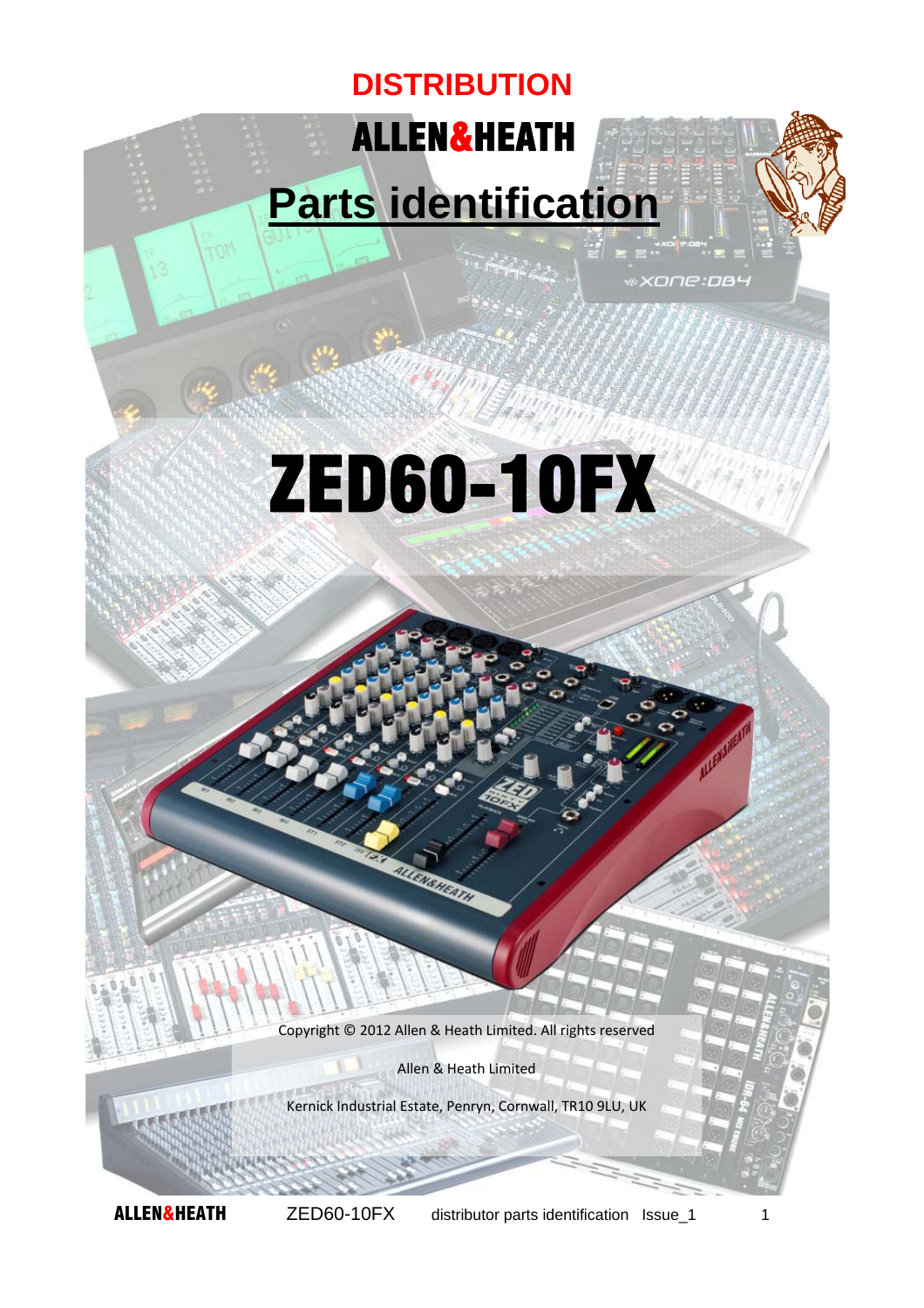# DISTRIBUTION

# ALLEN&HEATH

# Parts identification

# ZED60-10FX

Copyright © 2012 Allen & Heath Limited. All rights reserved

Allen & Heath Limited

Kernick Industrial Estate, Penryn, Cornwall, TR10 9LU, UK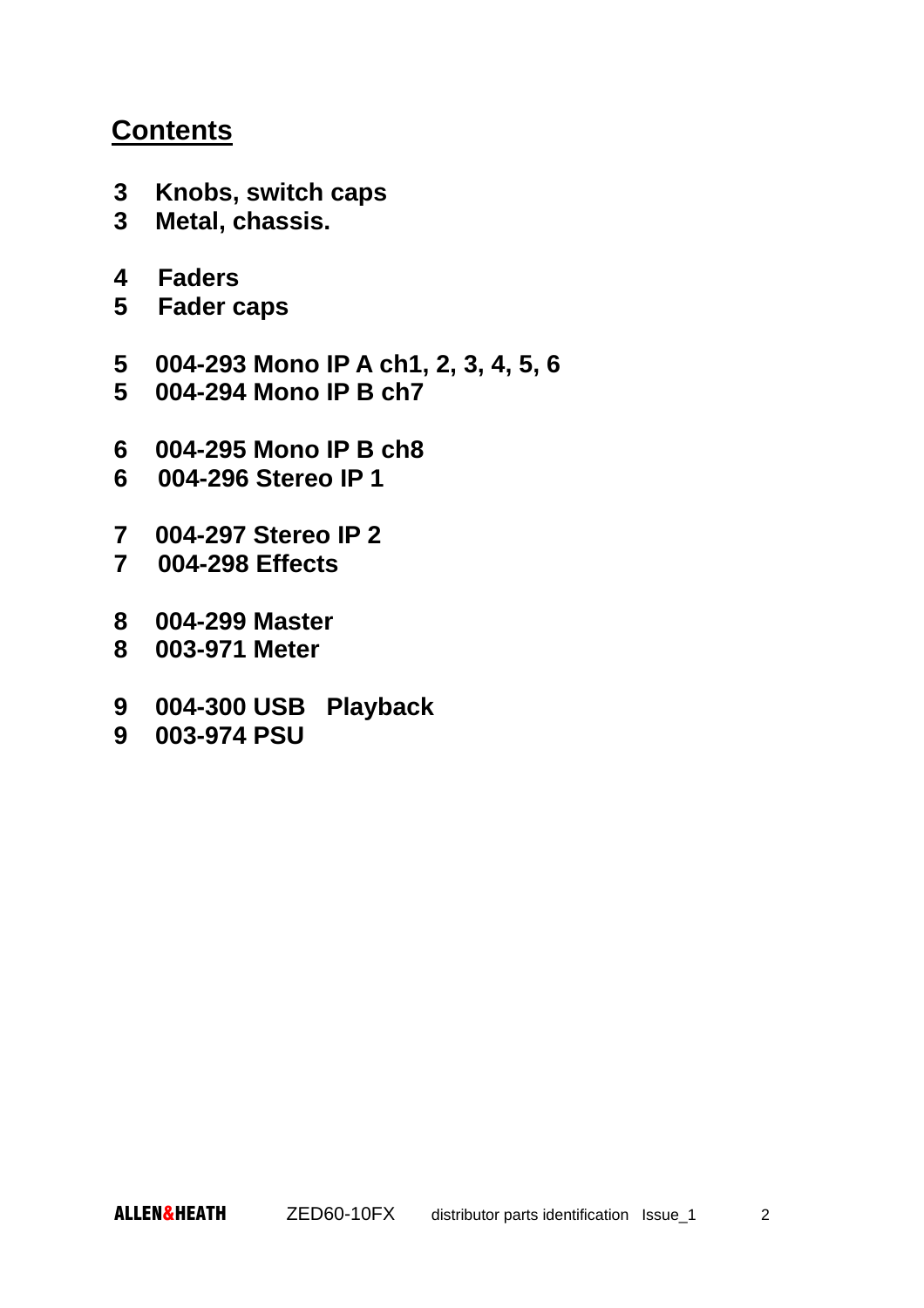## Contents

3 Knobs, switch caps
3 Metal, chassis.

4 Faders
5 Fader caps

5 004-293 Mono IP A ch1, 2, 3, 4, 5, 6
5 004-294 Mono IP B ch7

6 004-295 Mono IP B ch8
6 004-296 Stereo IP 1

7 004-297 Stereo IP 2
7 004-298 Effects

8 004-299 Master
8 003-971 Meter

9 004-300 USB Playback
9 003-974 PSU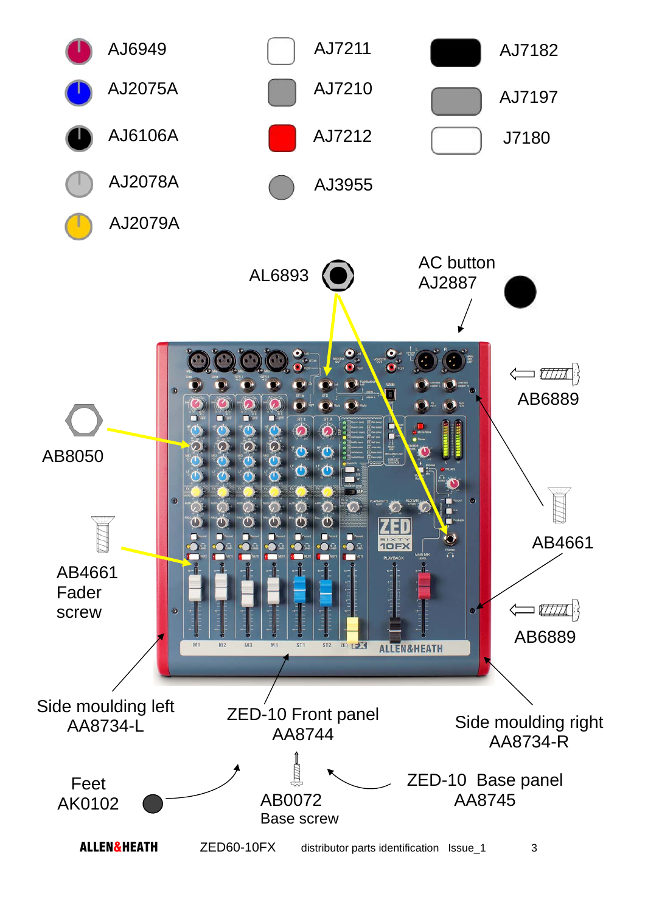AJ6949

AJ2075A

AJ6106A

AJ2078A

AJ2079A

AJ7211

AJ7210

AJ7212

AJ3955

AJ7182

AJ7197

J7180

AL6893

AC button
AJ2887

AB6889

AB8050

AB4661

AB4661 Fader screw

AB6889

Side moulding left
AA8734-L

ZED-10 Front panel
AA8744

Side moulding right
AA8734-R

Feet
AK0102

AB0072
Base screw

ZED-10 Base panel
AA8745

ALLEN&HEATH ZED60-10FX distributor parts identification Issue_1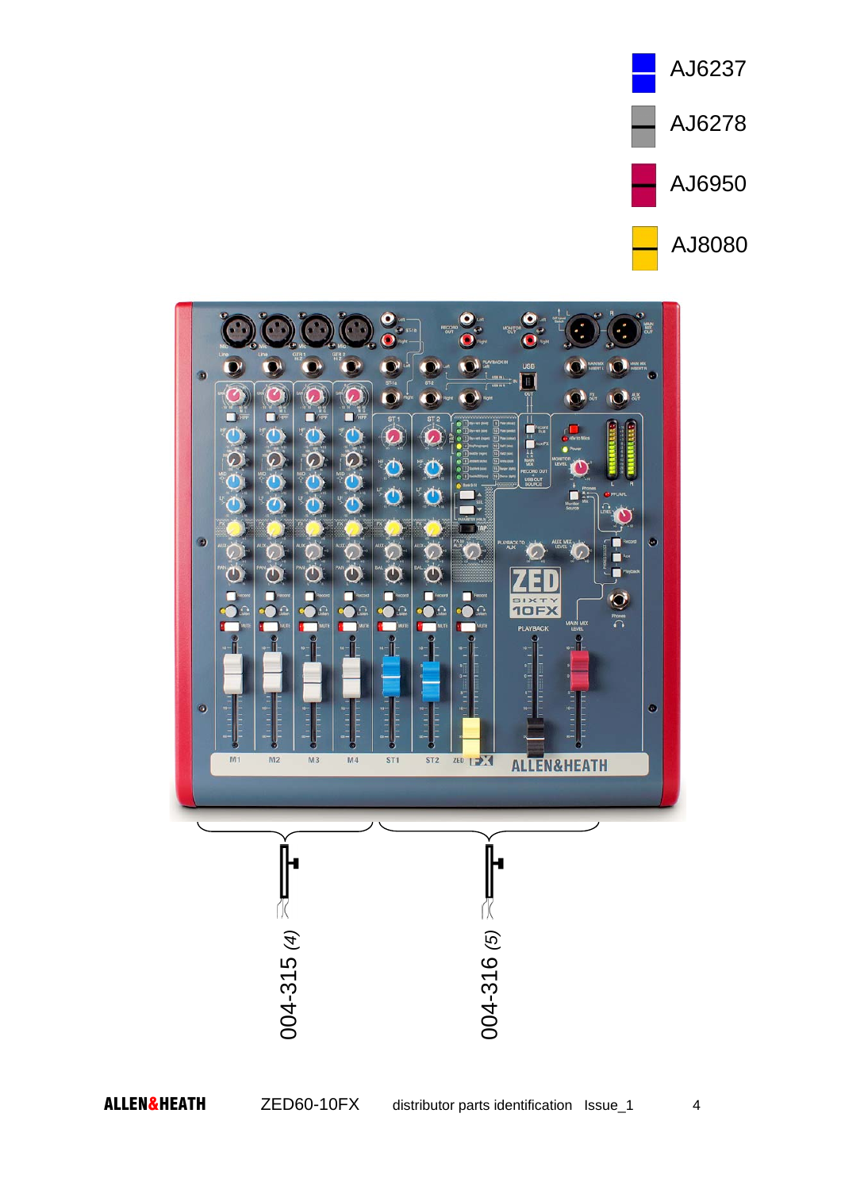AJ6237

AJ6278

AJ6950

AJ8080

004-315 (4)

004-316 (5)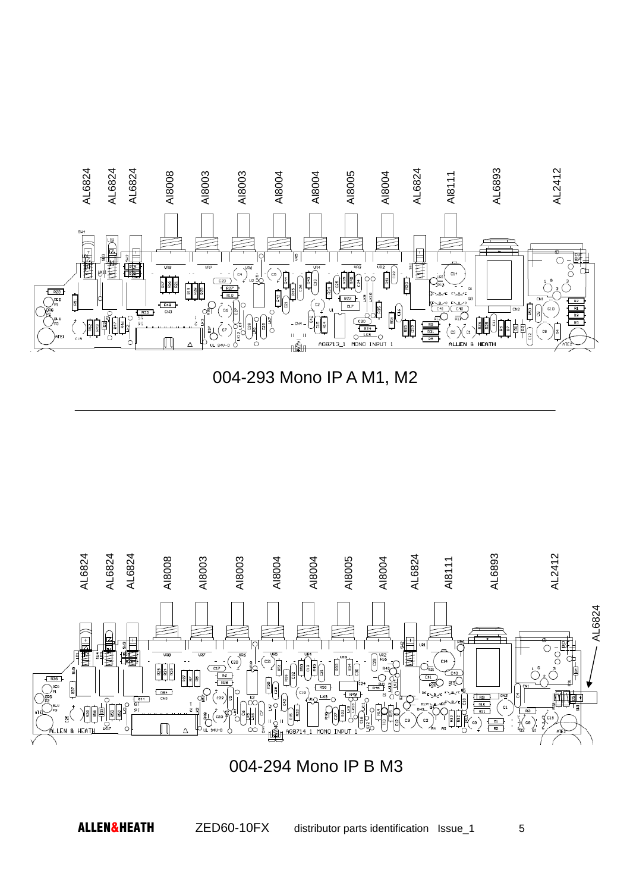AL6824 AL6824 AL6824 AI8008 AI8003 AI8003 AI8004 AI8004 AI8005 AI8004 AL6824 AI8111 AL6893 AL2412

004-293 Mono IP A M1, M2

---

AL6824 AL6824 AL6824 AI8008 AI8003 AI8003 AI8004 AI8004 AI8005 AI8004 AL6824 AI8111 AL6893 AL2412

AL6824

004-294 Mono IP B M3

**ALLEN&HEATH** ZED60-10FX distributor parts identification Issue_1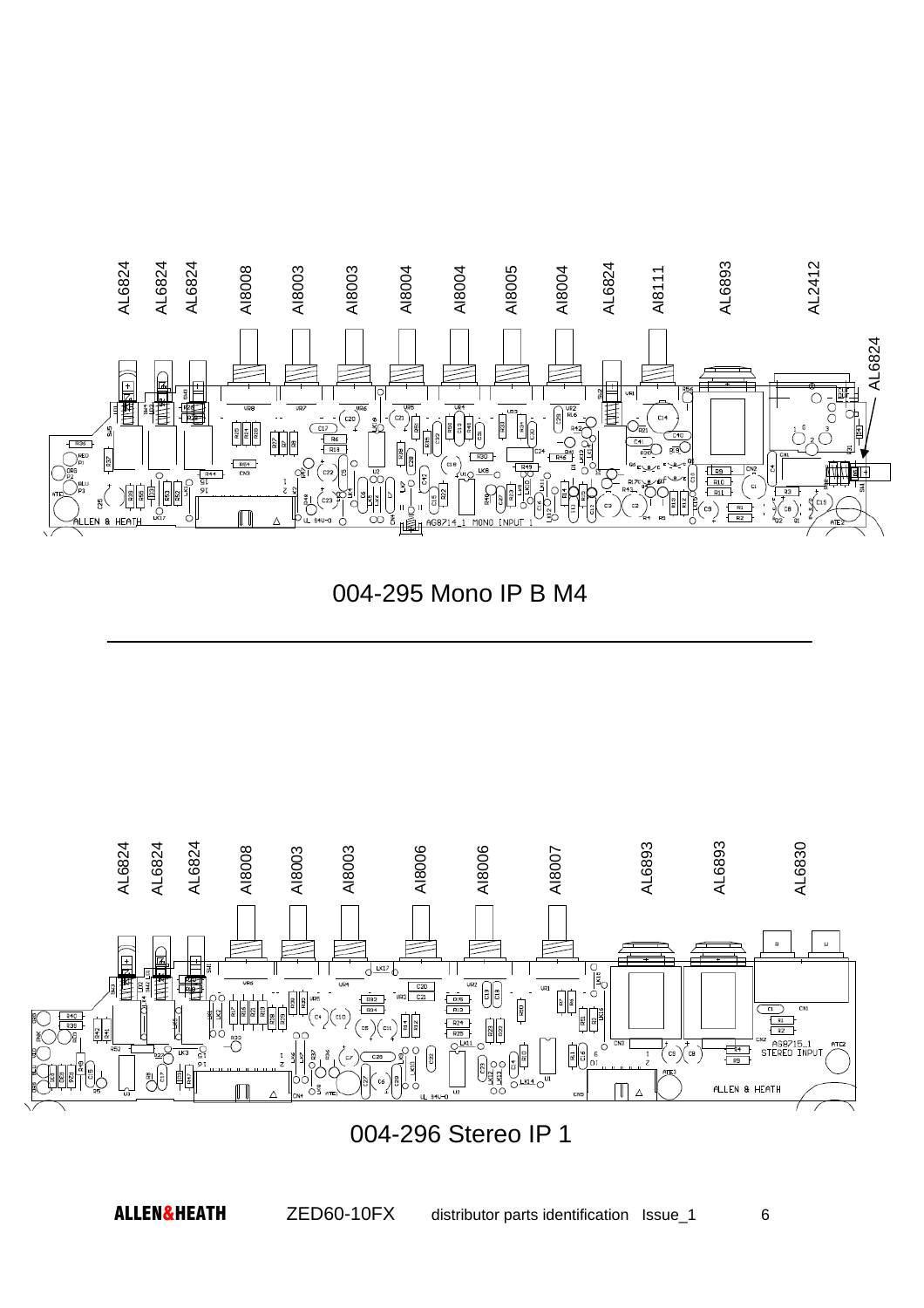AL6824 AL6824 AL6824 AI8008 AI8003 AI8003 AI8004 AI8004 AI8005 AI8004 AL6824 AI8111 AL6893 AL2412

AL6824

004-295 Mono IP B M4

AL6824 AL6824 AL6824 AI8008 AI8003 AI8003 AI8006 AI8006 AI8007 AL6893 AL6893 AL6830

004-296 Stereo IP 1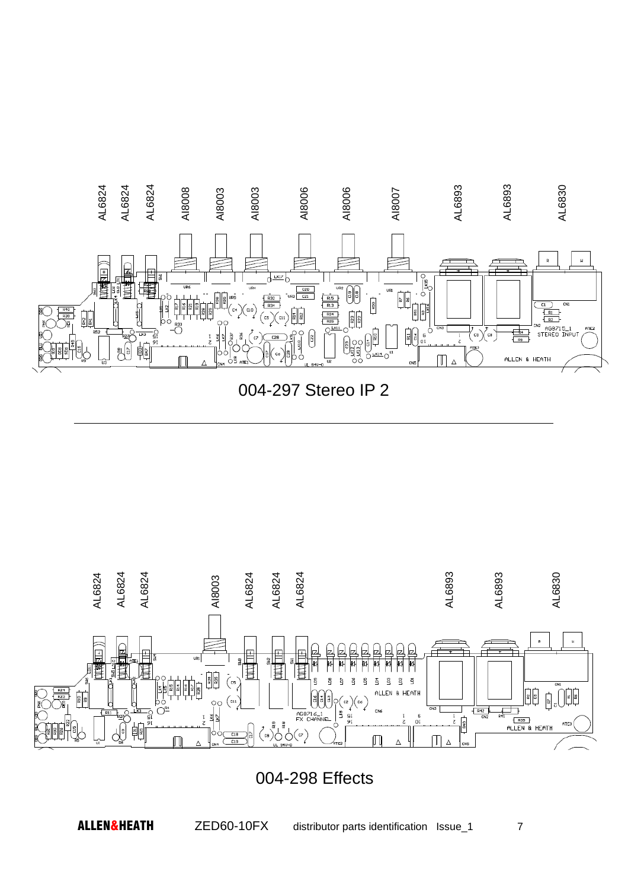AL6824 AL6824 AL6824 AI8008 AI8003 AI8003 AI8006 AI8006 AI8007 AL6893 AL6893 AL6830

004-297 Stereo IP 2

AL6824 AL6824 AL6824 AI8003 AL6824 AL6824 AL6824 AL6893 AL6893 AL6830

004-298 Effects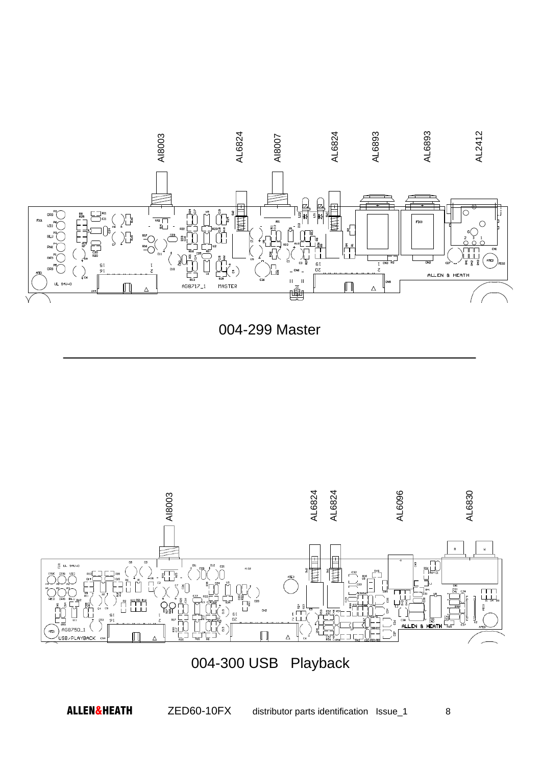AI8003 AL6824 AI8007 AL6824 AL6893 AL6893 AL2412

004-299 Master

---

AI8003 AL6824 AL6824 AL6096 AL6830

004-300 USB Playback

ALLEN&HEATH ZED60-10FX distributor parts identification Issue_1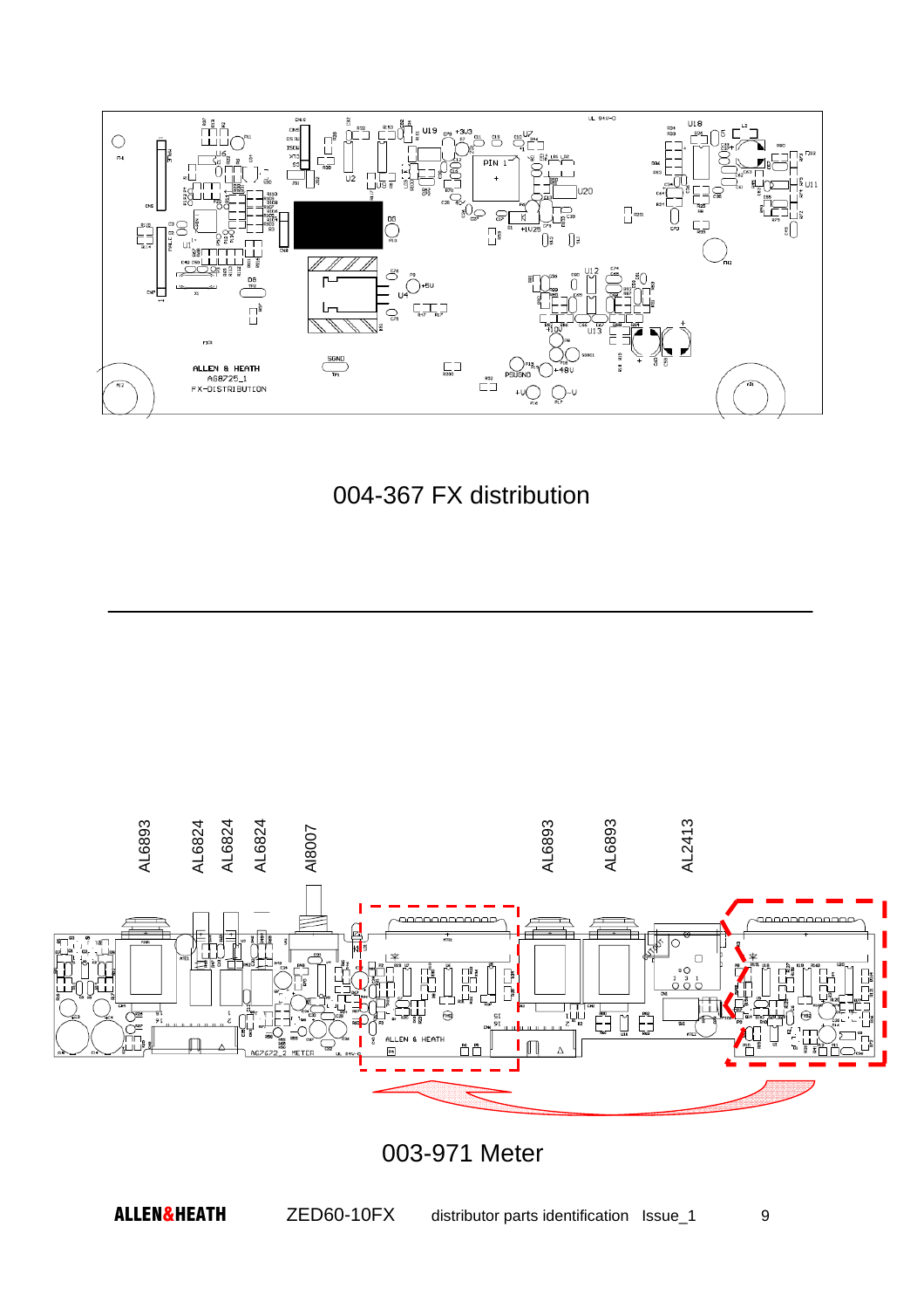004-367 FX distribution

AL6893 AL6824 AL6824 AL6824 AI8007 AL6893 AL6893 AL2413

003-971 Meter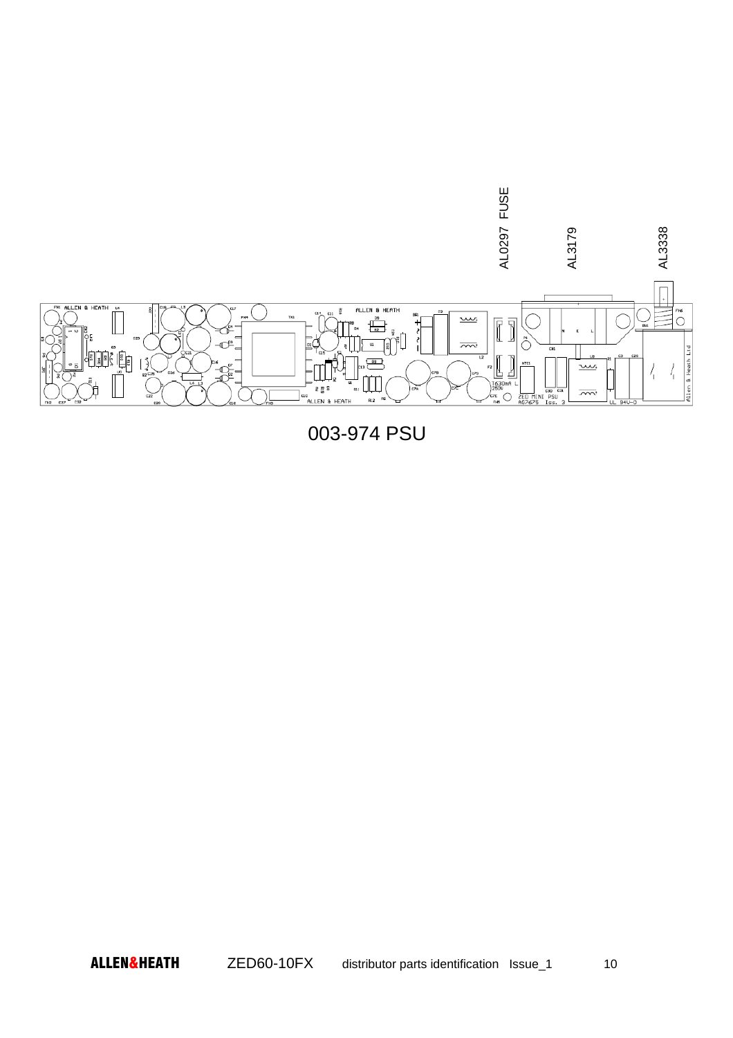AL0297 FUSE

AL3179

AL3338

003-974 PSU